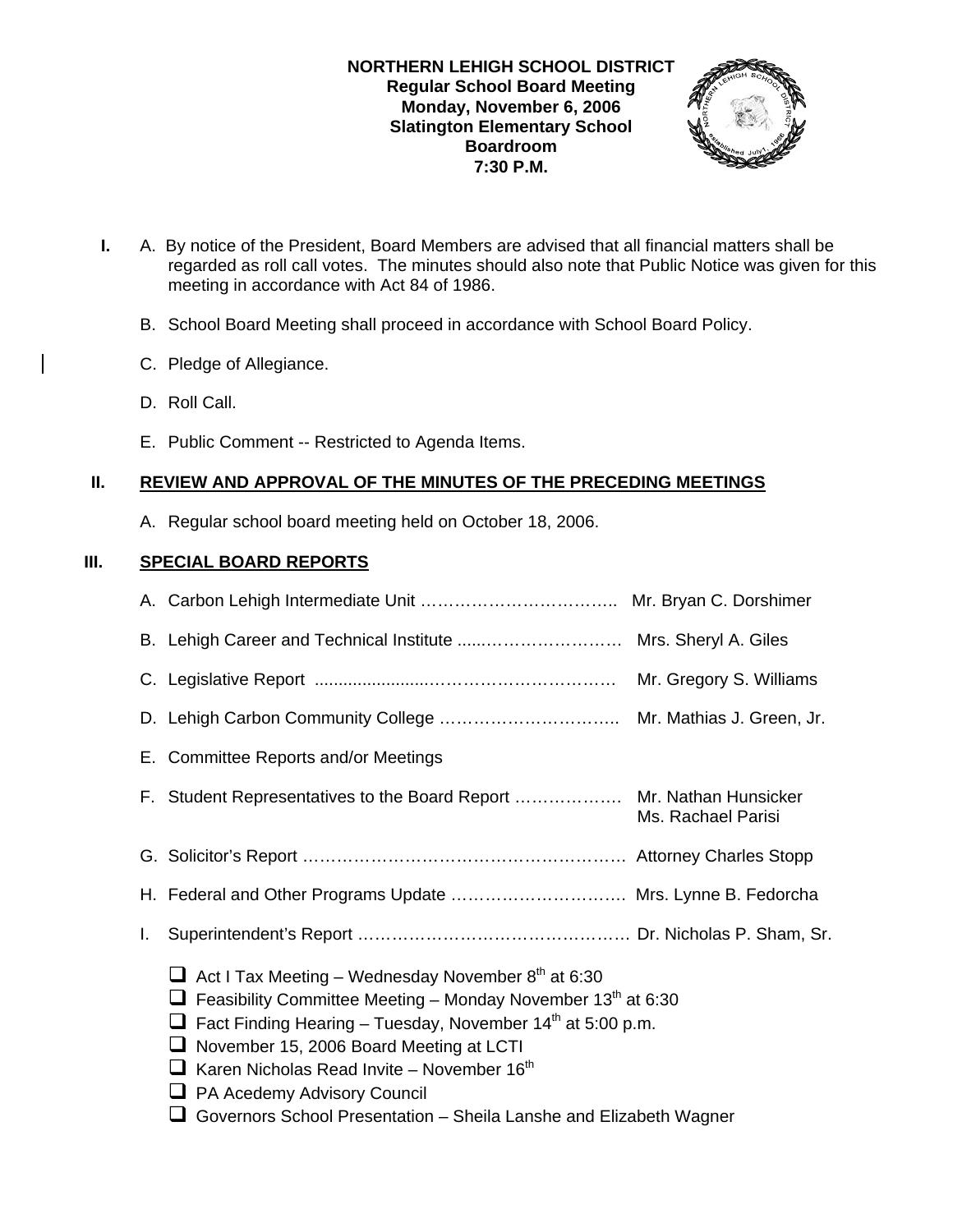**NORTHERN LEHIGH SCHOOL DISTRICT**
**Regular School Board Meeting**
**Monday, November 6, 2006**
**Slatington Elementary School**
**Boardroom**
**7:30 P.M.**

**I.** A. By notice of the President, Board Members are advised that all financial matters shall be regarded as roll call votes. The minutes should also note that Public Notice was given for this meeting in accordance with Act 84 of 1986.

B. School Board Meeting shall proceed in accordance with School Board Policy.

C. Pledge of Allegiance.

D. Roll Call.

E. Public Comment -- Restricted to Agenda Items.

## II. REVIEW AND APPROVAL OF THE MINUTES OF THE PRECEDING MEETINGS

A. Regular school board meeting held on October 18, 2006.

## III. SPECIAL BOARD REPORTS

A. Carbon Lehigh Intermediate Unit …………………………….. Mr. Bryan C. Dorshimer

B. Lehigh Career and Technical Institute .....…………………… Mrs. Sheryl A. Giles

C. Legislative Report .......................…………………………. Mr. Gregory S. Williams

D. Lehigh Carbon Community College ………………………….. Mr. Mathias J. Green, Jr.

E. Committee Reports and/or Meetings

F. Student Representatives to the Board Report ………………. Mr. Nathan Hunsicker
Ms. Rachael Parisi

G. Solicitor's Report …………………………………………………. Attorney Charles Stopp

H. Federal and Other Programs Update …………………………. Mrs. Lynne B. Fedorcha

I. Superintendent's Report …………………………………………. Dr. Nicholas P. Sham, Sr.

- Act I Tax Meeting – Wednesday November 8th at 6:30
- Feasibility Committee Meeting – Monday November 13th at 6:30
- Fact Finding Hearing – Tuesday, November 14th at 5:00 p.m.
- November 15, 2006 Board Meeting at LCTI
- Karen Nicholas Read Invite – November 16th
- PA Acedemy Advisory Council
- Governors School Presentation – Sheila Lanshe and Elizabeth Wagner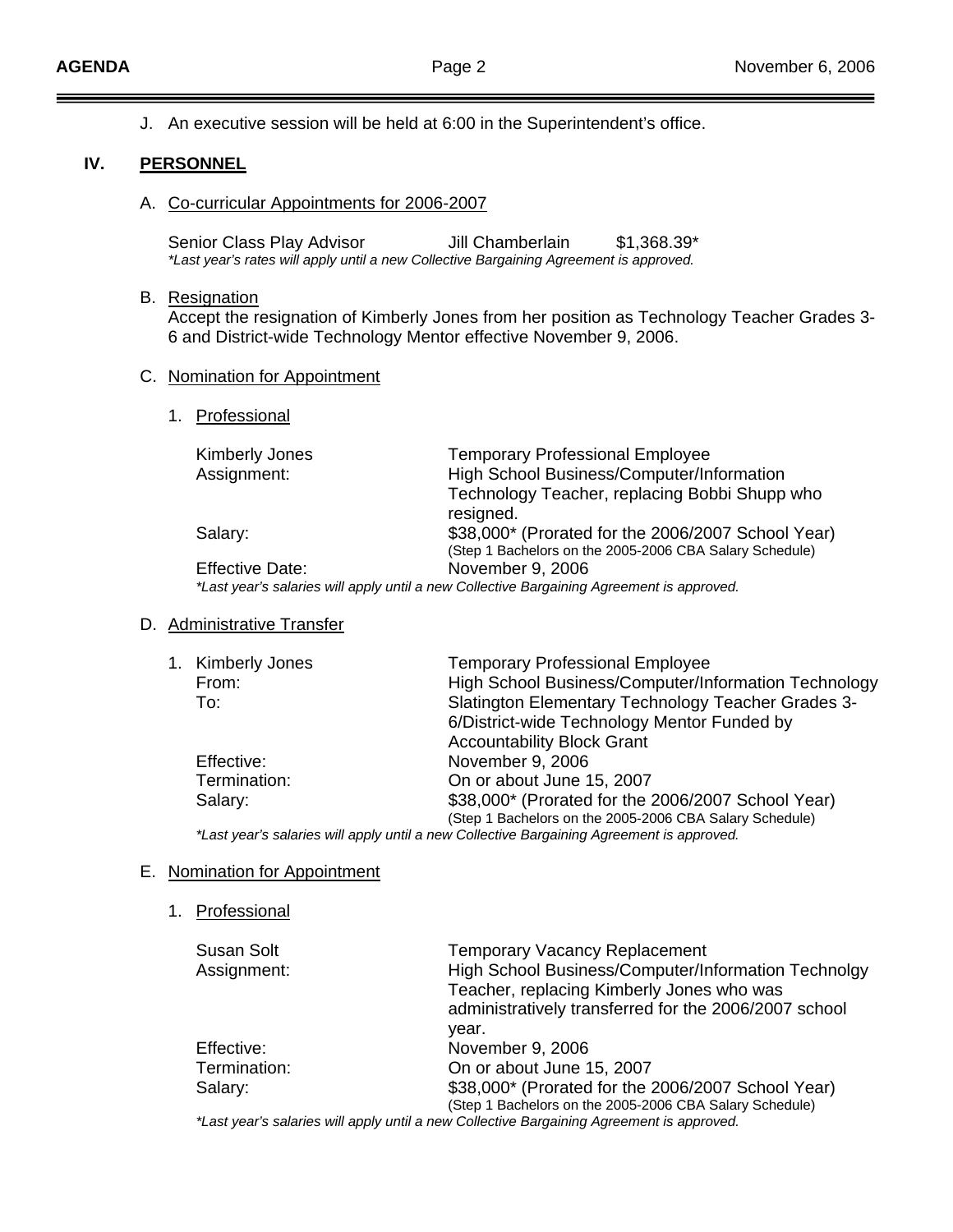J. An executive session will be held at 6:00 in the Superintendent's office.

## IV. PERSONNEL

### A. Co-curricular Appointments for 2006-2007

| | | |
|---|---|---|
| Senior Class Play Advisor | Jill Chamberlain | $1,368.39* |

*\*Last year's rates will apply until a new Collective Bargaining Agreement is approved.*

### B. Resignation

Accept the resignation of Kimberly Jones from her position as Technology Teacher Grades 3-6 and District-wide Technology Mentor effective November 9, 2006.

### C. Nomination for Appointment

1. Professional

| | |
|---|---|
| Kimberly Jones | Temporary Professional Employee |
| Assignment: | High School Business/Computer/Information Technology Teacher, replacing Bobbi Shupp who resigned. |
| Salary: | $38,000* (Prorated for the 2006/2007 School Year) (Step 1 Bachelors on the 2005-2006 CBA Salary Schedule) |
| Effective Date: | November 9, 2006 |

*\*Last year's salaries will apply until a new Collective Bargaining Agreement is approved.*

### D. Administrative Transfer

1. Kimberly Jones

| | |
|---|---|
| Kimberly Jones | Temporary Professional Employee |
| From: | High School Business/Computer/Information Technology |
| To: | Slatington Elementary Technology Teacher Grades 3-6/District-wide Technology Mentor Funded by Accountability Block Grant |
| Effective: | November 9, 2006 |
| Termination: | On or about June 15, 2007 |
| Salary: | $38,000* (Prorated for the 2006/2007 School Year) (Step 1 Bachelors on the 2005-2006 CBA Salary Schedule) |

*\*Last year's salaries will apply until a new Collective Bargaining Agreement is approved.*

### E. Nomination for Appointment

1. Professional

| | |
|---|---|
| Susan Solt | Temporary Vacancy Replacement |
| Assignment: | High School Business/Computer/Information Technolgy Teacher, replacing Kimberly Jones who was administratively transferred for the 2006/2007 school year. |
| Effective: | November 9, 2006 |
| Termination: | On or about June 15, 2007 |
| Salary: | $38,000* (Prorated for the 2006/2007 School Year) (Step 1 Bachelors on the 2005-2006 CBA Salary Schedule) |

*\*Last year's salaries will apply until a new Collective Bargaining Agreement is approved.*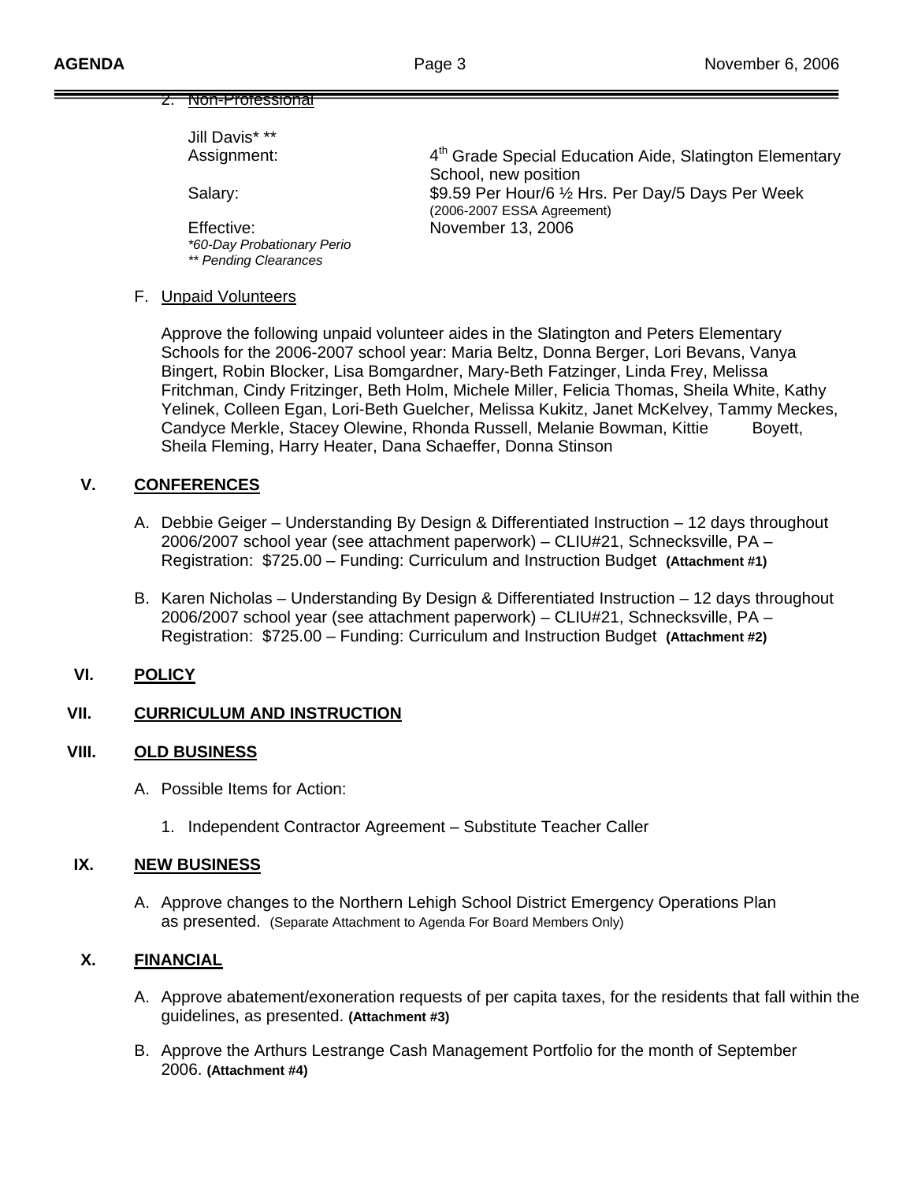2. Non-Professional

Jill Davis* **

Assignment: 4th Grade Special Education Aide, Slatington Elementary School, new position

Salary: $9.59 Per Hour/6 ½ Hrs. Per Day/5 Days Per Week (2006-2007 ESSA Agreement)

Effective: November 13, 2006

*\*60-Day Probationary Perio*

*\*\* Pending Clearances*

F. Unpaid Volunteers

Approve the following unpaid volunteer aides in the Slatington and Peters Elementary Schools for the 2006-2007 school year: Maria Beltz, Donna Berger, Lori Bevans, Vanya Bingert, Robin Blocker, Lisa Bomgardner, Mary-Beth Fatzinger, Linda Frey, Melissa Fritchman, Cindy Fritzinger, Beth Holm, Michele Miller, Felicia Thomas, Sheila White, Kathy Yelinek, Colleen Egan, Lori-Beth Guelcher, Melissa Kukitz, Janet McKelvey, Tammy Meckes, Candyce Merkle, Stacey Olewine, Rhonda Russell, Melanie Bowman, Kittie Boyett, Sheila Fleming, Harry Heater, Dana Schaeffer, Donna Stinson

## V. CONFERENCES

A. Debbie Geiger – Understanding By Design & Differentiated Instruction – 12 days throughout 2006/2007 school year (see attachment paperwork) – CLIU#21, Schnecksville, PA – Registration: $725.00 – Funding: Curriculum and Instruction Budget **(Attachment #1)**

B. Karen Nicholas – Understanding By Design & Differentiated Instruction – 12 days throughout 2006/2007 school year (see attachment paperwork) – CLIU#21, Schnecksville, PA – Registration: $725.00 – Funding: Curriculum and Instruction Budget **(Attachment #2)**

## VI. POLICY

## VII. CURRICULUM AND INSTRUCTION

## VIII. OLD BUSINESS

A. Possible Items for Action:

1. Independent Contractor Agreement – Substitute Teacher Caller

## IX. NEW BUSINESS

A. Approve changes to the Northern Lehigh School District Emergency Operations Plan as presented. (Separate Attachment to Agenda For Board Members Only)

## X. FINANCIAL

A. Approve abatement/exoneration requests of per capita taxes, for the residents that fall within the guidelines, as presented. **(Attachment #3)**

B. Approve the Arthurs Lestrange Cash Management Portfolio for the month of September 2006. **(Attachment #4)**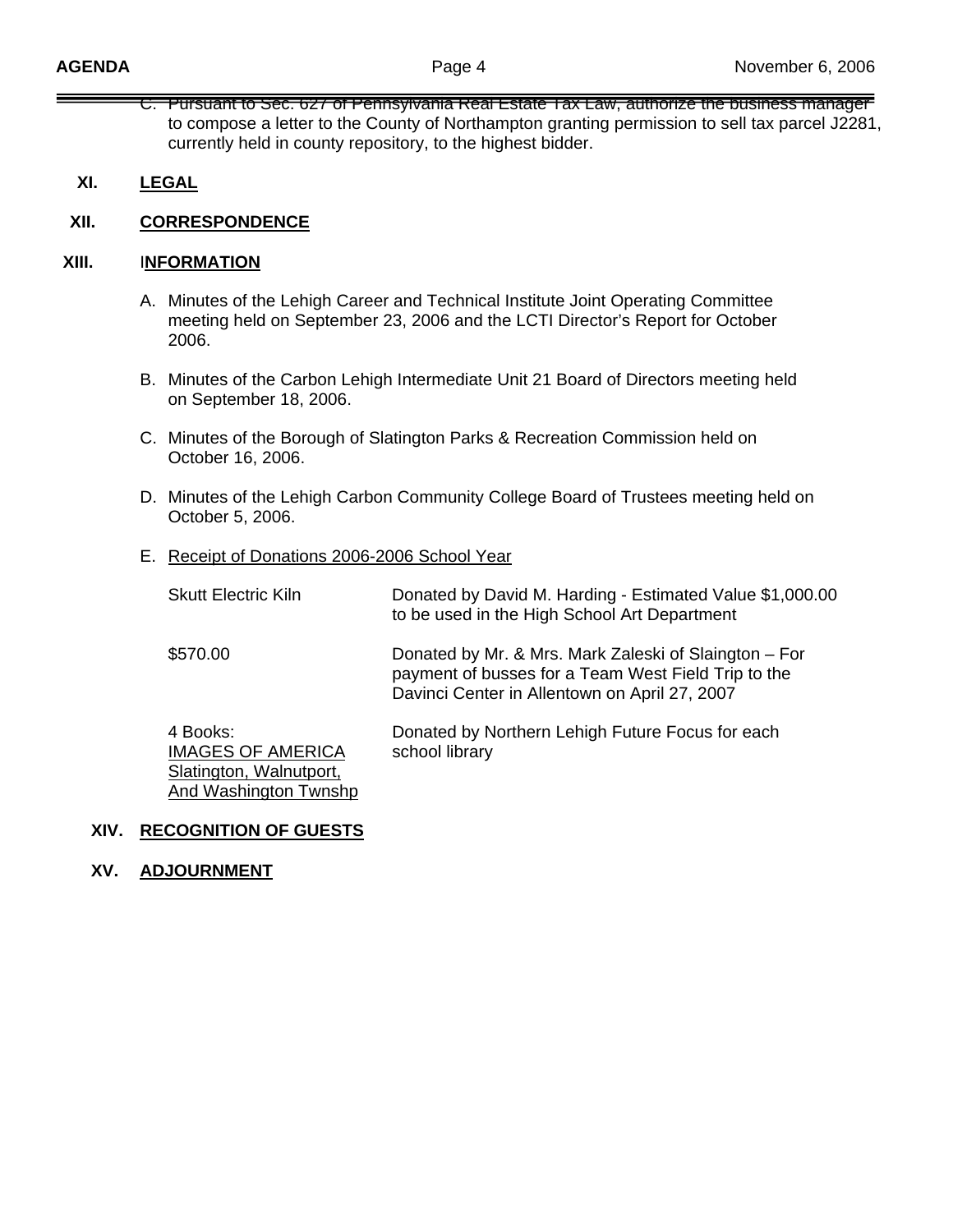C. Pursuant to Sec. 627 of Pennsylvania Real Estate Tax Law, authorize the business manager to compose a letter to the County of Northampton granting permission to sell tax parcel J2281, currently held in county repository, to the highest bidder.

**XI. LEGAL**

**XII. CORRESPONDENCE**

**XIII. INFORMATION**

A. Minutes of the Lehigh Career and Technical Institute Joint Operating Committee meeting held on September 23, 2006 and the LCTI Director's Report for October 2006.

B. Minutes of the Carbon Lehigh Intermediate Unit 21 Board of Directors meeting held on September 18, 2006.

C. Minutes of the Borough of Slatington Parks & Recreation Commission held on October 16, 2006.

D. Minutes of the Lehigh Carbon Community College Board of Trustees meeting held on October 5, 2006.

E. Receipt of Donations 2006-2006 School Year

| | |
|---|---|
| Skutt Electric Kiln | Donated by David M. Harding - Estimated Value $1,000.00 to be used in the High School Art Department |
| $570.00 | Donated by Mr. & Mrs. Mark Zaleski of Slaington – For payment of busses for a Team West Field Trip to the Davinci Center in Allentown on April 27, 2007 |
| 4 Books: IMAGES OF AMERICA Slatington, Walnutport, And Washington Twnshp | Donated by Northern Lehigh Future Focus for each school library |

**XIV. RECOGNITION OF GUESTS**

**XV. ADJOURNMENT**